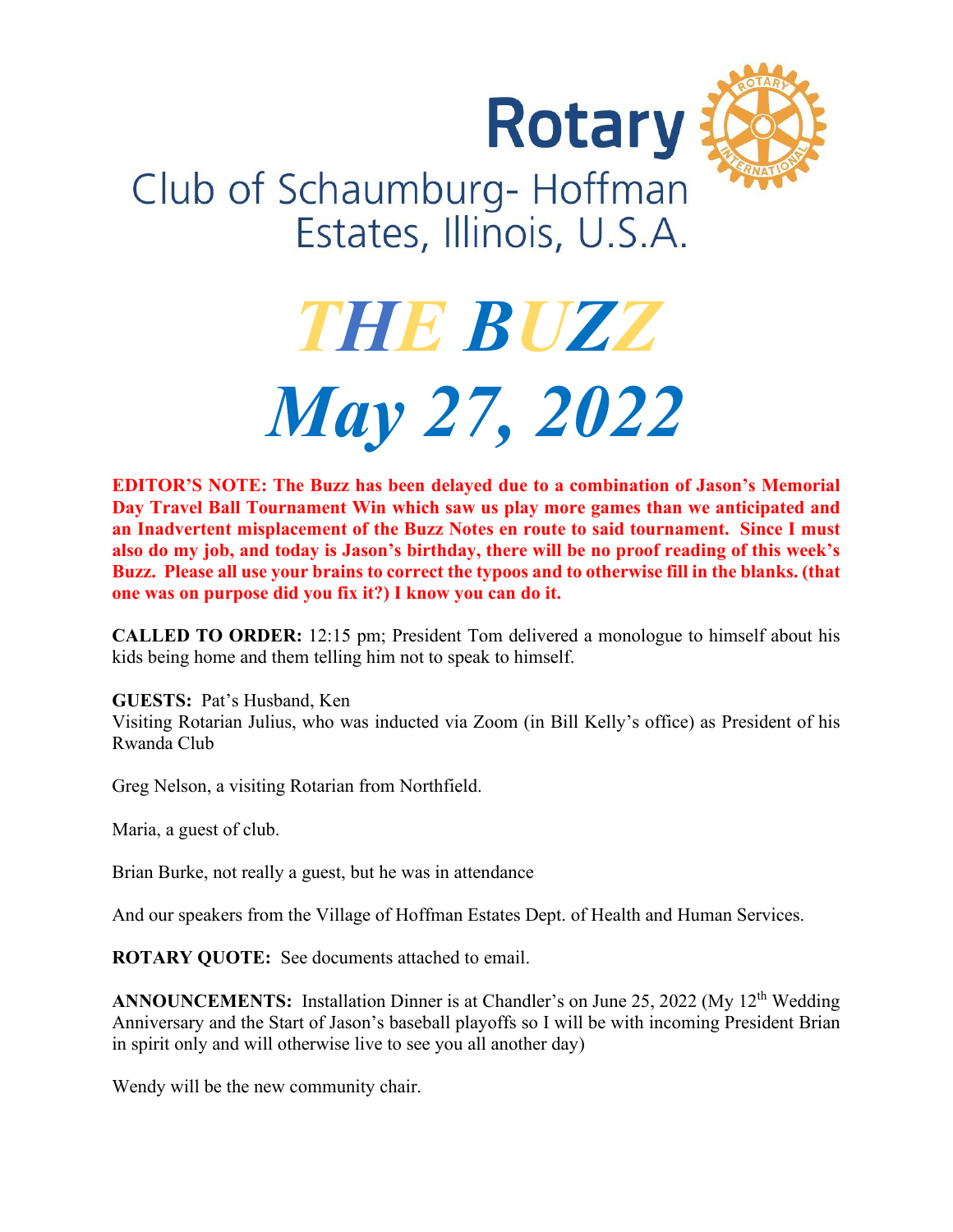Rotary

Club of Schaumburg- Hoffman Estates, Illinois, U.S.A.

# *THE BUZZ*

# *May 27, 2022*

**EDITOR'S NOTE: The Buzz has been delayed due to a combination of Jason's Memorial Day Travel Ball Tournament Win which saw us play more games than we anticipated and an Inadvertent misplacement of the Buzz Notes en route to said tournament. Since I must also do my job, and today is Jason's birthday, there will be no proof reading of this week's Buzz. Please all use your brains to correct the typoos and to otherwise fill in the blanks. (that one was on purpose did you fix it?) I know you can do it.**

**CALLED TO ORDER:** 12:15 pm; President Tom delivered a monologue to himself about his kids being home and them telling him not to speak to himself.

**GUESTS:** Pat's Husband, Ken

Visiting Rotarian Julius, who was inducted via Zoom (in Bill Kelly's office) as President of his Rwanda Club

Greg Nelson, a visiting Rotarian from Northfield.

Maria, a guest of club.

Brian Burke, not really a guest, but he was in attendance

And our speakers from the Village of Hoffman Estates Dept. of Health and Human Services.

**ROTARY QUOTE:** See documents attached to email.

**ANNOUNCEMENTS:** Installation Dinner is at Chandler's on June 25, 2022 (My 12th Wedding Anniversary and the Start of Jason's baseball playoffs so I will be with incoming President Brian in spirit only and will otherwise live to see you all another day)

Wendy will be the new community chair.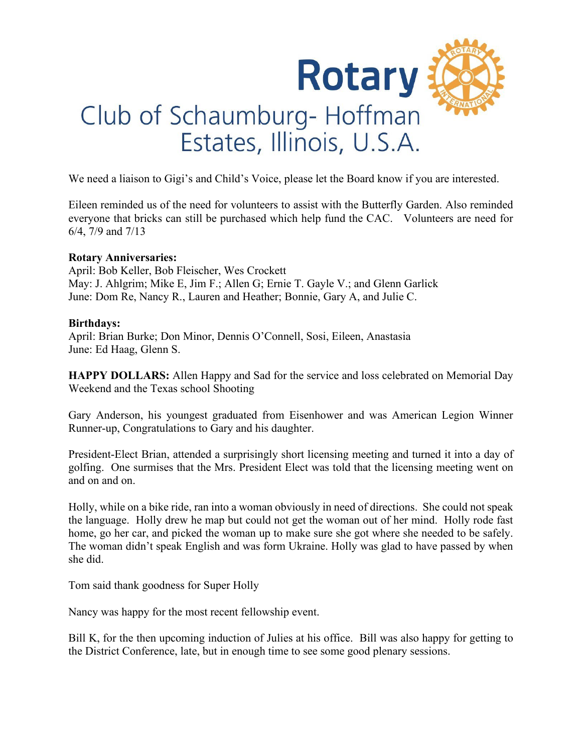# Rotary Club of Schaumburg- Hoffman Estates, Illinois, U.S.A.

We need a liaison to Gigi's and Child's Voice, please let the Board know if you are interested.

Eileen reminded us of the need for volunteers to assist with the Butterfly Garden. Also reminded everyone that bricks can still be purchased which help fund the CAC. Volunteers are need for 6/4, 7/9 and 7/13

**Rotary Anniversaries:**
April: Bob Keller, Bob Fleischer, Wes Crockett
May: J. Ahlgrim; Mike E, Jim F.; Allen G; Ernie T. Gayle V.; and Glenn Garlick
June: Dom Re, Nancy R., Lauren and Heather; Bonnie, Gary A, and Julie C.

**Birthdays:**
April: Brian Burke; Don Minor, Dennis O'Connell, Sosi, Eileen, Anastasia
June: Ed Haag, Glenn S.

**HAPPY DOLLARS:** Allen Happy and Sad for the service and loss celebrated on Memorial Day Weekend and the Texas school Shooting

Gary Anderson, his youngest graduated from Eisenhower and was American Legion Winner Runner-up, Congratulations to Gary and his daughter.

President-Elect Brian, attended a surprisingly short licensing meeting and turned it into a day of golfing. One surmises that the Mrs. President Elect was told that the licensing meeting went on and on and on.

Holly, while on a bike ride, ran into a woman obviously in need of directions. She could not speak the language. Holly drew he map but could not get the woman out of her mind. Holly rode fast home, go her car, and picked the woman up to make sure she got where she needed to be safely. The woman didn't speak English and was form Ukraine. Holly was glad to have passed by when she did.

Tom said thank goodness for Super Holly

Nancy was happy for the most recent fellowship event.

Bill K, for the then upcoming induction of Julies at his office. Bill was also happy for getting to the District Conference, late, but in enough time to see some good plenary sessions.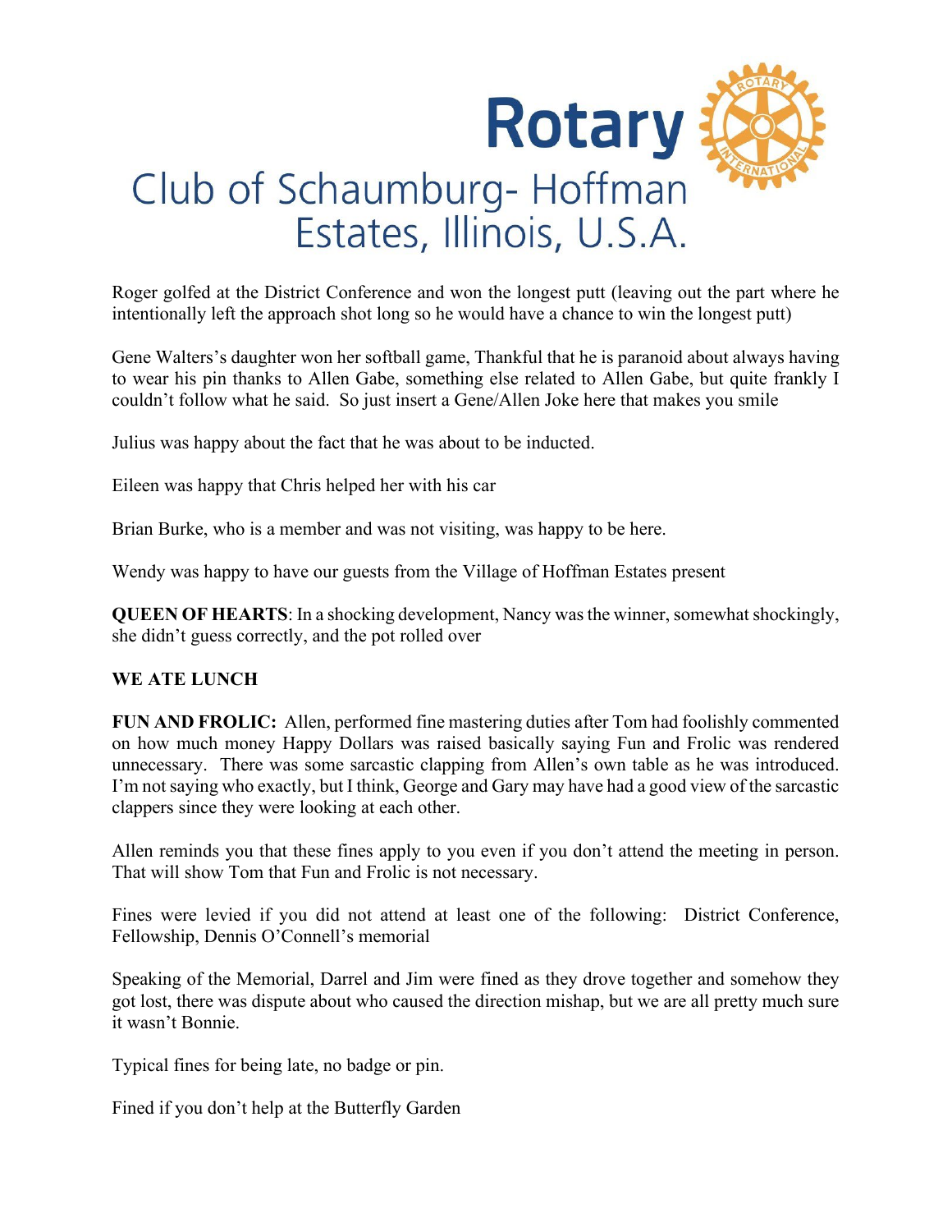Roger golfed at the District Conference and won the longest putt (leaving out the part where he intentionally left the approach shot long so he would have a chance to win the longest putt)

Gene Walters's daughter won her softball game, Thankful that he is paranoid about always having to wear his pin thanks to Allen Gabe, something else related to Allen Gabe, but quite frankly I couldn't follow what he said. So just insert a Gene/Allen Joke here that makes you smile

Julius was happy about the fact that he was about to be inducted.

Eileen was happy that Chris helped her with his car

Brian Burke, who is a member and was not visiting, was happy to be here.

Wendy was happy to have our guests from the Village of Hoffman Estates present

**QUEEN OF HEARTS**: In a shocking development, Nancy was the winner, somewhat shockingly, she didn't guess correctly, and the pot rolled over

**WE ATE LUNCH**

**FUN AND FROLIC:** Allen, performed fine mastering duties after Tom had foolishly commented on how much money Happy Dollars was raised basically saying Fun and Frolic was rendered unnecessary. There was some sarcastic clapping from Allen's own table as he was introduced. I'm not saying who exactly, but I think, George and Gary may have had a good view of the sarcastic clappers since they were looking at each other.

Allen reminds you that these fines apply to you even if you don't attend the meeting in person. That will show Tom that Fun and Frolic is not necessary.

Fines were levied if you did not attend at least one of the following: District Conference, Fellowship, Dennis O'Connell's memorial

Speaking of the Memorial, Darrel and Jim were fined as they drove together and somehow they got lost, there was dispute about who caused the direction mishap, but we are all pretty much sure it wasn't Bonnie.

Typical fines for being late, no badge or pin.

Fined if you don't help at the Butterfly Garden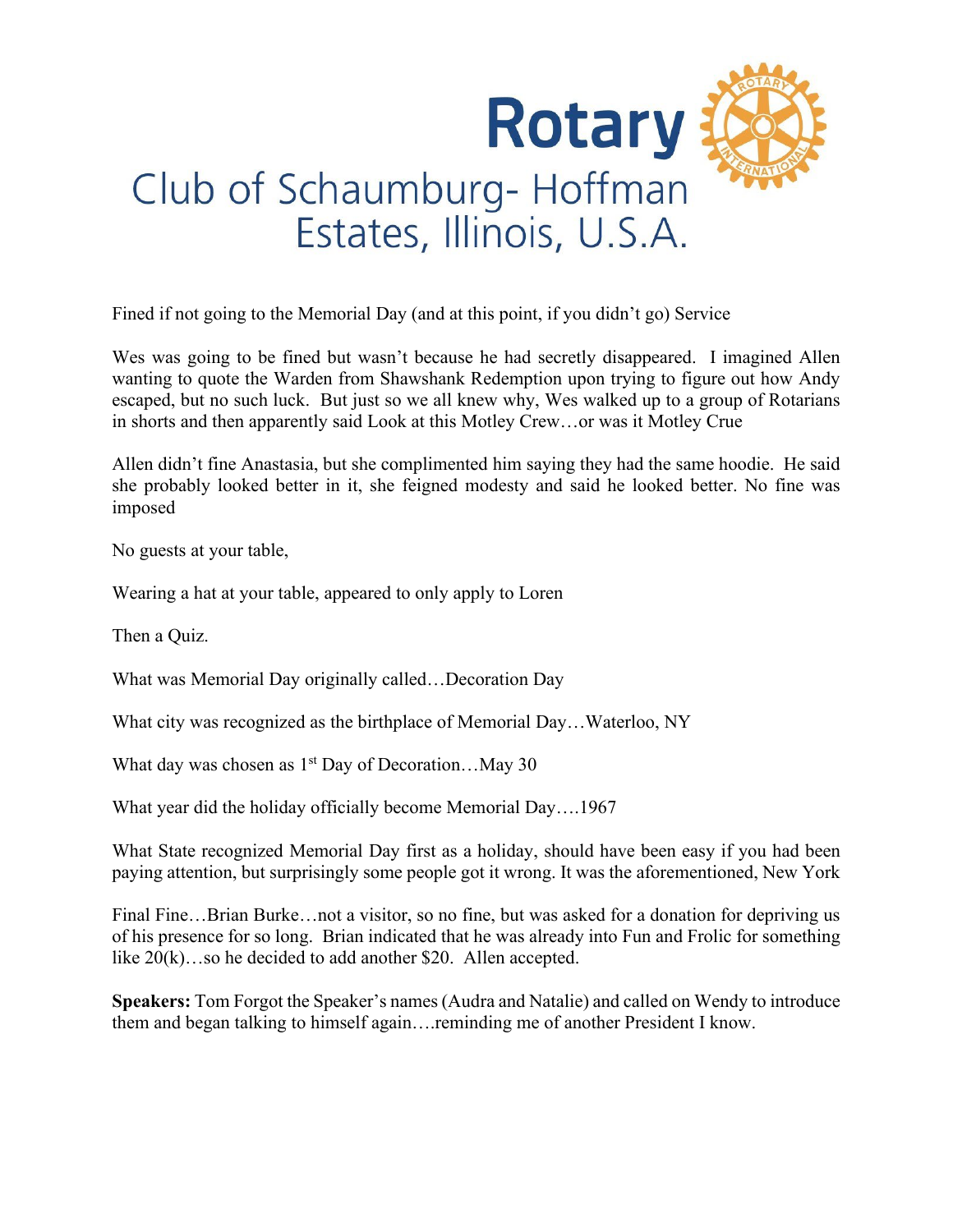Fined if not going to the Memorial Day (and at this point, if you didn't go) Service

Wes was going to be fined but wasn't because he had secretly disappeared. I imagined Allen wanting to quote the Warden from Shawshank Redemption upon trying to figure out how Andy escaped, but no such luck. But just so we all knew why, Wes walked up to a group of Rotarians in shorts and then apparently said Look at this Motley Crew…or was it Motley Crue

Allen didn't fine Anastasia, but she complimented him saying they had the same hoodie. He said she probably looked better in it, she feigned modesty and said he looked better. No fine was imposed

No guests at your table,

Wearing a hat at your table, appeared to only apply to Loren

Then a Quiz.

What was Memorial Day originally called…Decoration Day

What city was recognized as the birthplace of Memorial Day…Waterloo, NY

What day was chosen as 1st Day of Decoration…May 30

What year did the holiday officially become Memorial Day….1967

What State recognized Memorial Day first as a holiday, should have been easy if you had been paying attention, but surprisingly some people got it wrong. It was the aforementioned, New York

Final Fine…Brian Burke…not a visitor, so no fine, but was asked for a donation for depriving us of his presence for so long. Brian indicated that he was already into Fun and Frolic for something like 20(k)…so he decided to add another $20. Allen accepted.

**Speakers:** Tom Forgot the Speaker's names (Audra and Natalie) and called on Wendy to introduce them and began talking to himself again….reminding me of another President I know.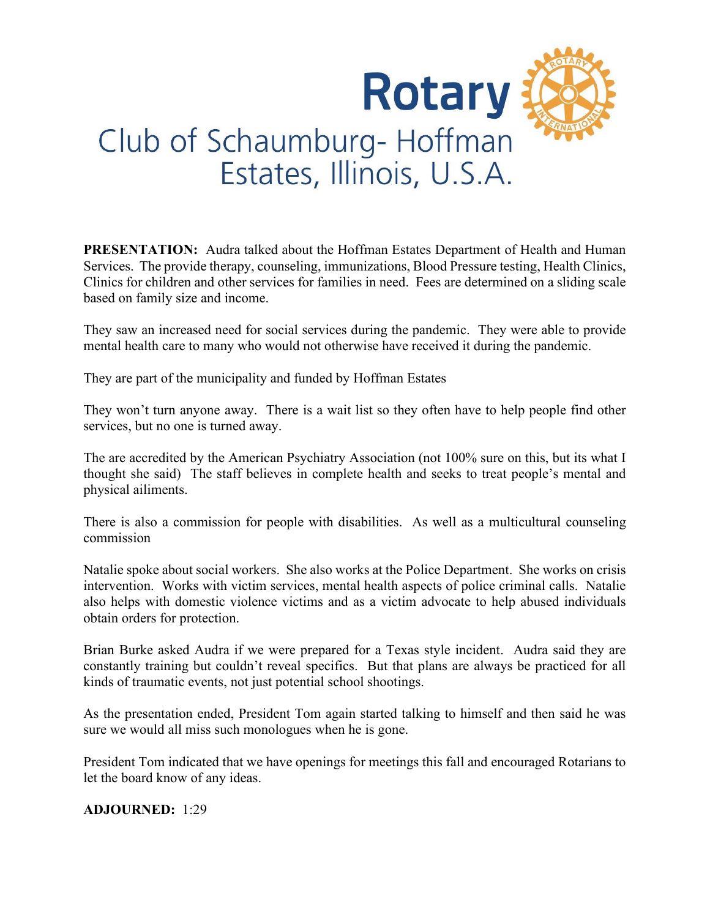# Rotary Club of Schaumburg- Hoffman Estates, Illinois, U.S.A.

**PRESENTATION:** Audra talked about the Hoffman Estates Department of Health and Human Services. The provide therapy, counseling, immunizations, Blood Pressure testing, Health Clinics, Clinics for children and other services for families in need. Fees are determined on a sliding scale based on family size and income.

They saw an increased need for social services during the pandemic. They were able to provide mental health care to many who would not otherwise have received it during the pandemic.

They are part of the municipality and funded by Hoffman Estates

They won't turn anyone away. There is a wait list so they often have to help people find other services, but no one is turned away.

The are accredited by the American Psychiatry Association (not 100% sure on this, but its what I thought she said) The staff believes in complete health and seeks to treat people's mental and physical ailiments.

There is also a commission for people with disabilities. As well as a multicultural counseling commission

Natalie spoke about social workers. She also works at the Police Department. She works on crisis intervention. Works with victim services, mental health aspects of police criminal calls. Natalie also helps with domestic violence victims and as a victim advocate to help abused individuals obtain orders for protection.

Brian Burke asked Audra if we were prepared for a Texas style incident. Audra said they are constantly training but couldn't reveal specifics. But that plans are always be practiced for all kinds of traumatic events, not just potential school shootings.

As the presentation ended, President Tom again started talking to himself and then said he was sure we would all miss such monologues when he is gone.

President Tom indicated that we have openings for meetings this fall and encouraged Rotarians to let the board know of any ideas.

**ADJOURNED:** 1:29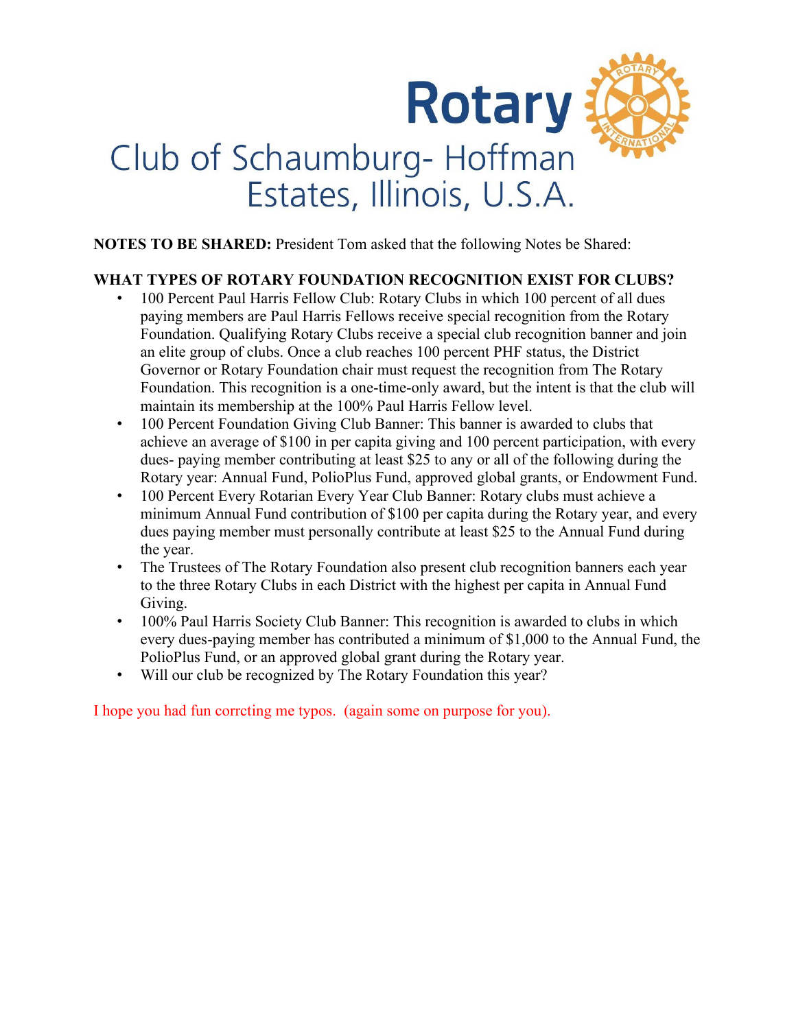# Rotary

## Club of Schaumburg- Hoffman Estates, Illinois, U.S.A.

**NOTES TO BE SHARED:** President Tom asked that the following Notes be Shared:

**WHAT TYPES OF ROTARY FOUNDATION RECOGNITION EXIST FOR CLUBS?**

- 100 Percent Paul Harris Fellow Club: Rotary Clubs in which 100 percent of all dues paying members are Paul Harris Fellows receive special recognition from the Rotary Foundation. Qualifying Rotary Clubs receive a special club recognition banner and join an elite group of clubs. Once a club reaches 100 percent PHF status, the District Governor or Rotary Foundation chair must request the recognition from The Rotary Foundation. This recognition is a one-time-only award, but the intent is that the club will maintain its membership at the 100% Paul Harris Fellow level.
- 100 Percent Foundation Giving Club Banner: This banner is awarded to clubs that achieve an average of $100 in per capita giving and 100 percent participation, with every dues- paying member contributing at least $25 to any or all of the following during the Rotary year: Annual Fund, PolioPlus Fund, approved global grants, or Endowment Fund.
- 100 Percent Every Rotarian Every Year Club Banner: Rotary clubs must achieve a minimum Annual Fund contribution of $100 per capita during the Rotary year, and every dues paying member must personally contribute at least $25 to the Annual Fund during the year.
- The Trustees of The Rotary Foundation also present club recognition banners each year to the three Rotary Clubs in each District with the highest per capita in Annual Fund Giving.
- 100% Paul Harris Society Club Banner: This recognition is awarded to clubs in which every dues-paying member has contributed a minimum of $1,000 to the Annual Fund, the PolioPlus Fund, or an approved global grant during the Rotary year.
- Will our club be recognized by The Rotary Foundation this year?

I hope you had fun corrcting me typos. (again some on purpose for you).